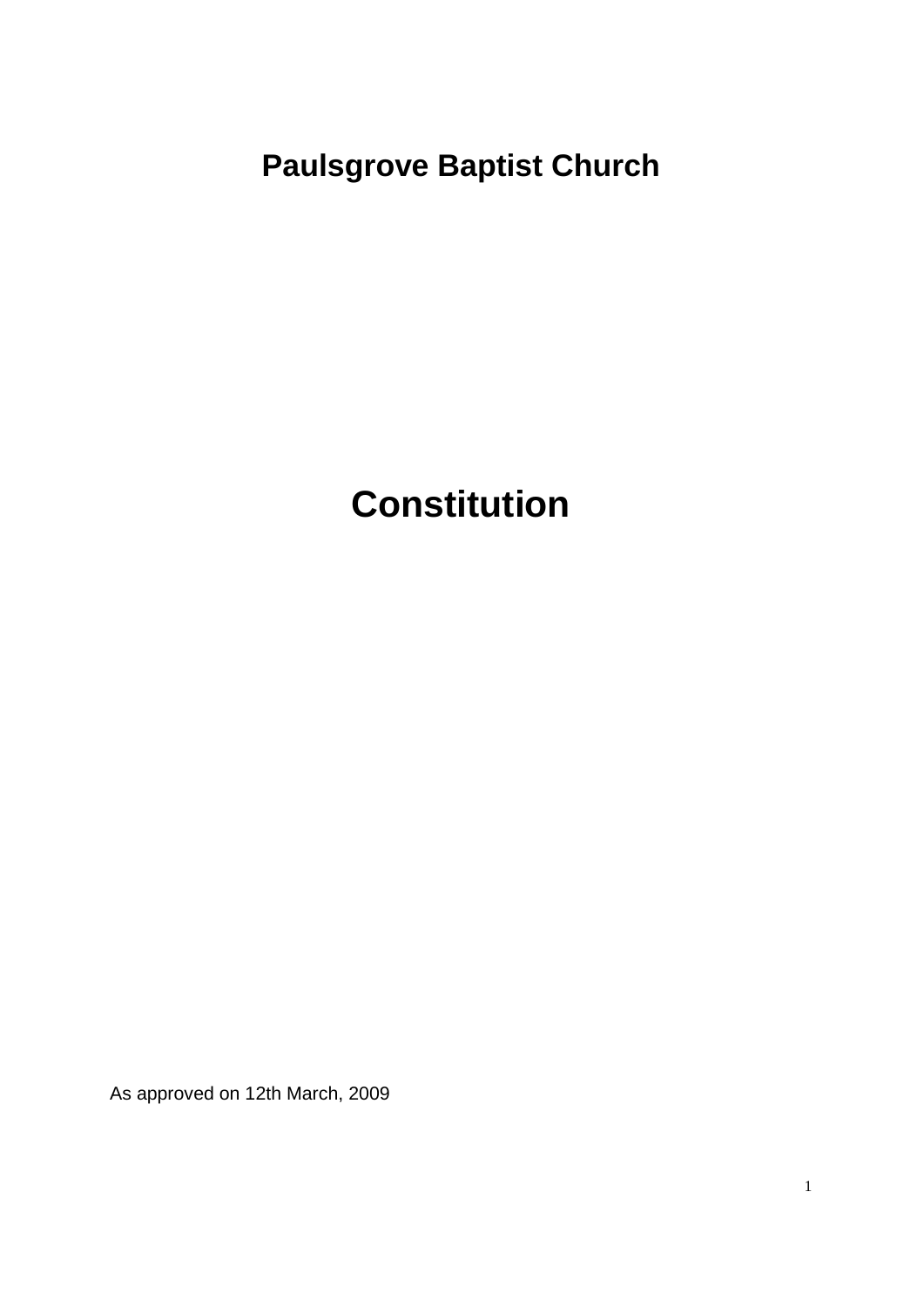# Paulsgrove Baptist Church

# Constitution

As approved on 12th March, 2009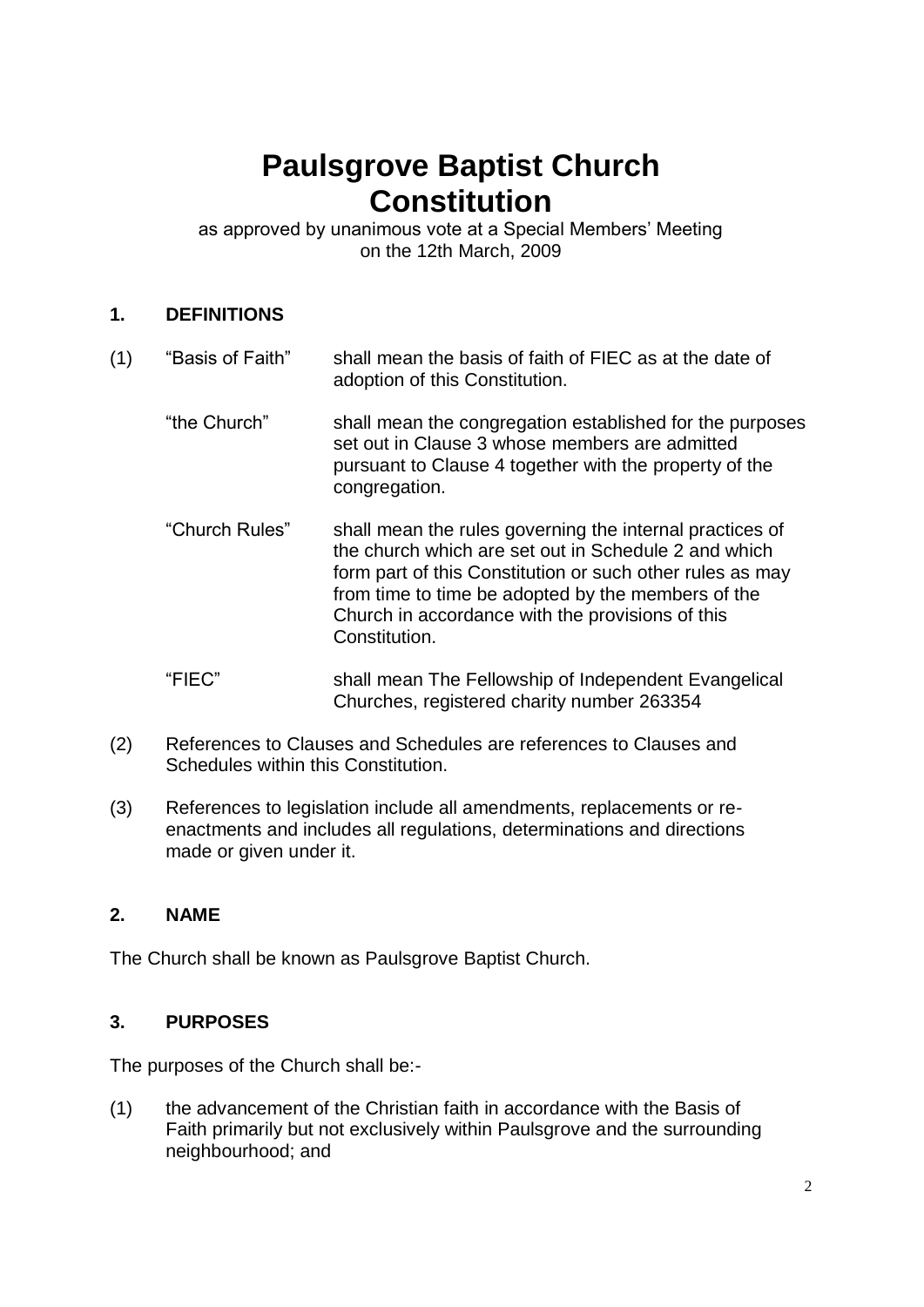# Paulsgrove Baptist Church Constitution

as approved by unanimous vote at a Special Members' Meeting on the 12th March, 2009

## 1. DEFINITIONS

(1)

| | |
|---|---|
| "Basis of Faith" | shall mean the basis of faith of FIEC as at the date of adoption of this Constitution. |
| "the Church" | shall mean the congregation established for the purposes set out in Clause 3 whose members are admitted pursuant to Clause 4 together with the property of the congregation. |
| "Church Rules" | shall mean the rules governing the internal practices of the church which are set out in Schedule 2 and which form part of this Constitution or such other rules as may from time to time be adopted by the members of the Church in accordance with the provisions of this Constitution. |
| "FIEC" | shall mean The Fellowship of Independent Evangelical Churches, registered charity number 263354 |

(2) References to Clauses and Schedules are references to Clauses and Schedules within this Constitution.

(3) References to legislation include all amendments, replacements or re-enactments and includes all regulations, determinations and directions made or given under it.

## 2. NAME

The Church shall be known as Paulsgrove Baptist Church.

## 3. PURPOSES

The purposes of the Church shall be:-

(1) the advancement of the Christian faith in accordance with the Basis of Faith primarily but not exclusively within Paulsgrove and the surrounding neighbourhood; and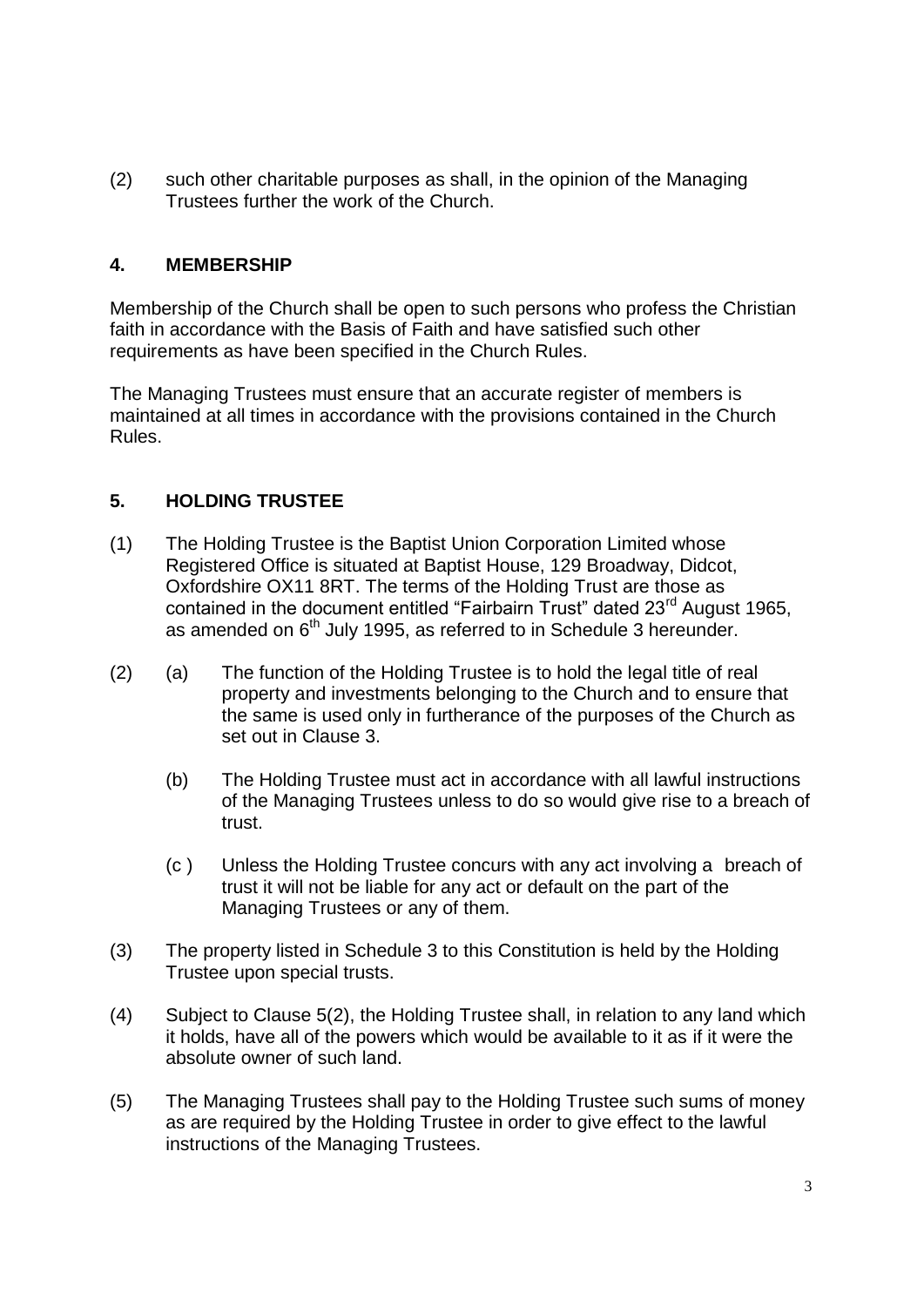(2) such other charitable purposes as shall, in the opinion of the Managing Trustees further the work of the Church.

## 4. MEMBERSHIP

Membership of the Church shall be open to such persons who profess the Christian faith in accordance with the Basis of Faith and have satisfied such other requirements as have been specified in the Church Rules.

The Managing Trustees must ensure that an accurate register of members is maintained at all times in accordance with the provisions contained in the Church Rules.

## 5. HOLDING TRUSTEE

(1) The Holding Trustee is the Baptist Union Corporation Limited whose Registered Office is situated at Baptist House, 129 Broadway, Didcot, Oxfordshire OX11 8RT. The terms of the Holding Trust are those as contained in the document entitled "Fairbairn Trust" dated 23rd August 1965, as amended on 6th July 1995, as referred to in Schedule 3 hereunder.

(2) (a) The function of the Holding Trustee is to hold the legal title of real property and investments belonging to the Church and to ensure that the same is used only in furtherance of the purposes of the Church as set out in Clause 3.

(b) The Holding Trustee must act in accordance with all lawful instructions of the Managing Trustees unless to do so would give rise to a breach of trust.

(c ) Unless the Holding Trustee concurs with any act involving a breach of trust it will not be liable for any act or default on the part of the Managing Trustees or any of them.

(3) The property listed in Schedule 3 to this Constitution is held by the Holding Trustee upon special trusts.

(4) Subject to Clause 5(2), the Holding Trustee shall, in relation to any land which it holds, have all of the powers which would be available to it as if it were the absolute owner of such land.

(5) The Managing Trustees shall pay to the Holding Trustee such sums of money as are required by the Holding Trustee in order to give effect to the lawful instructions of the Managing Trustees.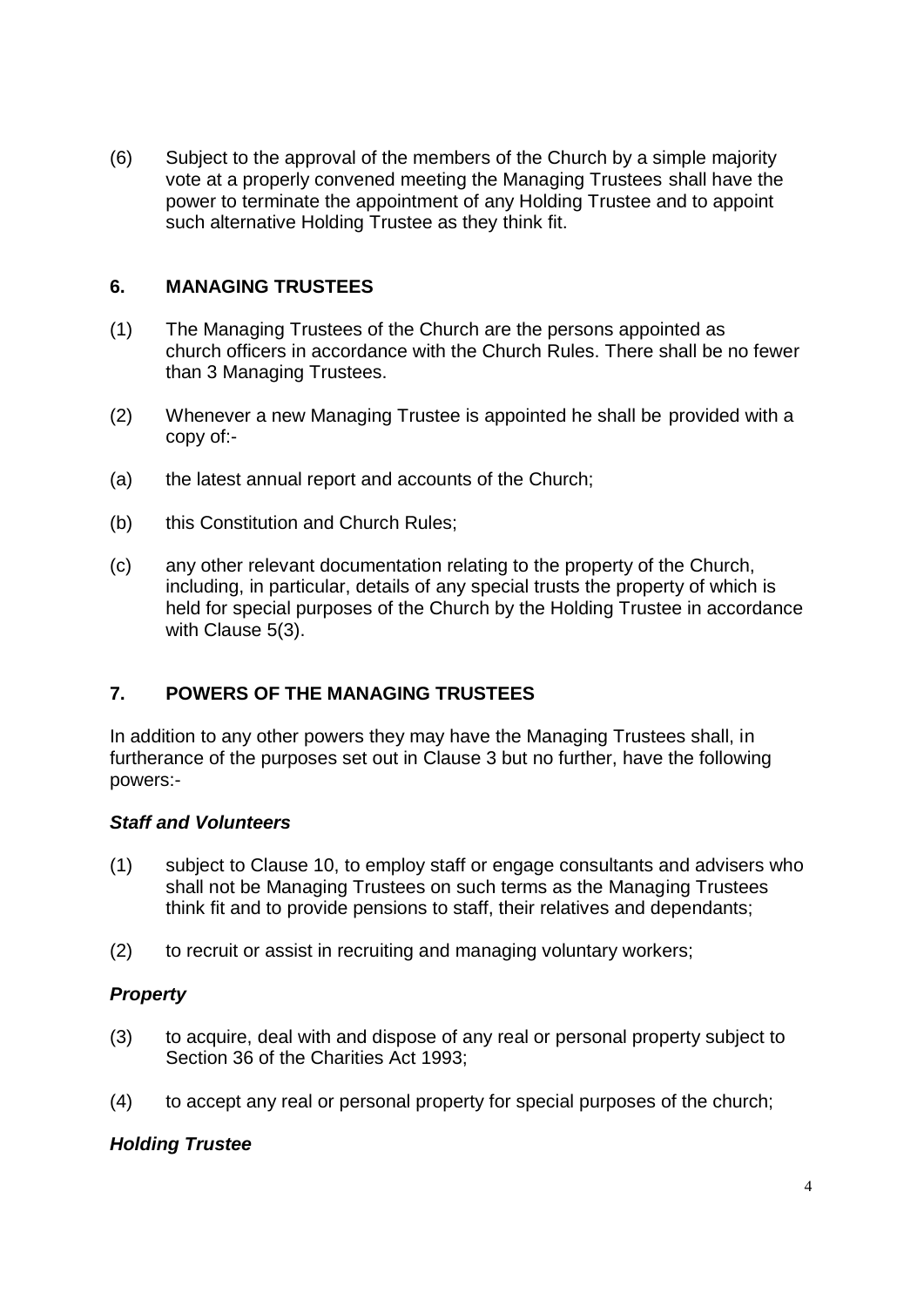(6) Subject to the approval of the members of the Church by a simple majority vote at a properly convened meeting the Managing Trustees shall have the power to terminate the appointment of any Holding Trustee and to appoint such alternative Holding Trustee as they think fit.

## 6. MANAGING TRUSTEES

(1) The Managing Trustees of the Church are the persons appointed as church officers in accordance with the Church Rules. There shall be no fewer than 3 Managing Trustees.

(2) Whenever a new Managing Trustee is appointed he shall be provided with a copy of:-

(a) the latest annual report and accounts of the Church;

(b) this Constitution and Church Rules;

(c) any other relevant documentation relating to the property of the Church, including, in particular, details of any special trusts the property of which is held for special purposes of the Church by the Holding Trustee in accordance with Clause 5(3).

## 7. POWERS OF THE MANAGING TRUSTEES

In addition to any other powers they may have the Managing Trustees shall, in furtherance of the purposes set out in Clause 3 but no further, have the following powers:-

***Staff and Volunteers***

(1) subject to Clause 10, to employ staff or engage consultants and advisers who shall not be Managing Trustees on such terms as the Managing Trustees think fit and to provide pensions to staff, their relatives and dependants;

(2) to recruit or assist in recruiting and managing voluntary workers;

***Property***

(3) to acquire, deal with and dispose of any real or personal property subject to Section 36 of the Charities Act 1993;

(4) to accept any real or personal property for special purposes of the church;

***Holding Trustee***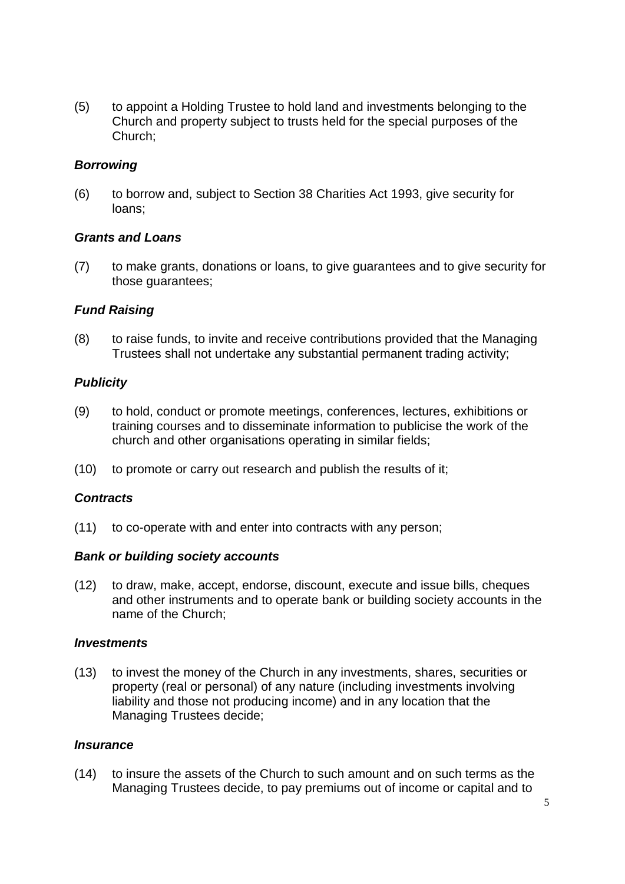(5) to appoint a Holding Trustee to hold land and investments belonging to the Church and property subject to trusts held for the special purposes of the Church;

***Borrowing***

(6) to borrow and, subject to Section 38 Charities Act 1993, give security for loans;

***Grants and Loans***

(7) to make grants, donations or loans, to give guarantees and to give security for those guarantees;

***Fund Raising***

(8) to raise funds, to invite and receive contributions provided that the Managing Trustees shall not undertake any substantial permanent trading activity;

***Publicity***

(9) to hold, conduct or promote meetings, conferences, lectures, exhibitions or training courses and to disseminate information to publicise the work of the church and other organisations operating in similar fields;

(10) to promote or carry out research and publish the results of it;

***Contracts***

(11) to co-operate with and enter into contracts with any person;

***Bank or building society accounts***

(12) to draw, make, accept, endorse, discount, execute and issue bills, cheques and other instruments and to operate bank or building society accounts in the name of the Church;

***Investments***

(13) to invest the money of the Church in any investments, shares, securities or property (real or personal) of any nature (including investments involving liability and those not producing income) and in any location that the Managing Trustees decide;

***Insurance***

(14) to insure the assets of the Church to such amount and on such terms as the Managing Trustees decide, to pay premiums out of income or capital and to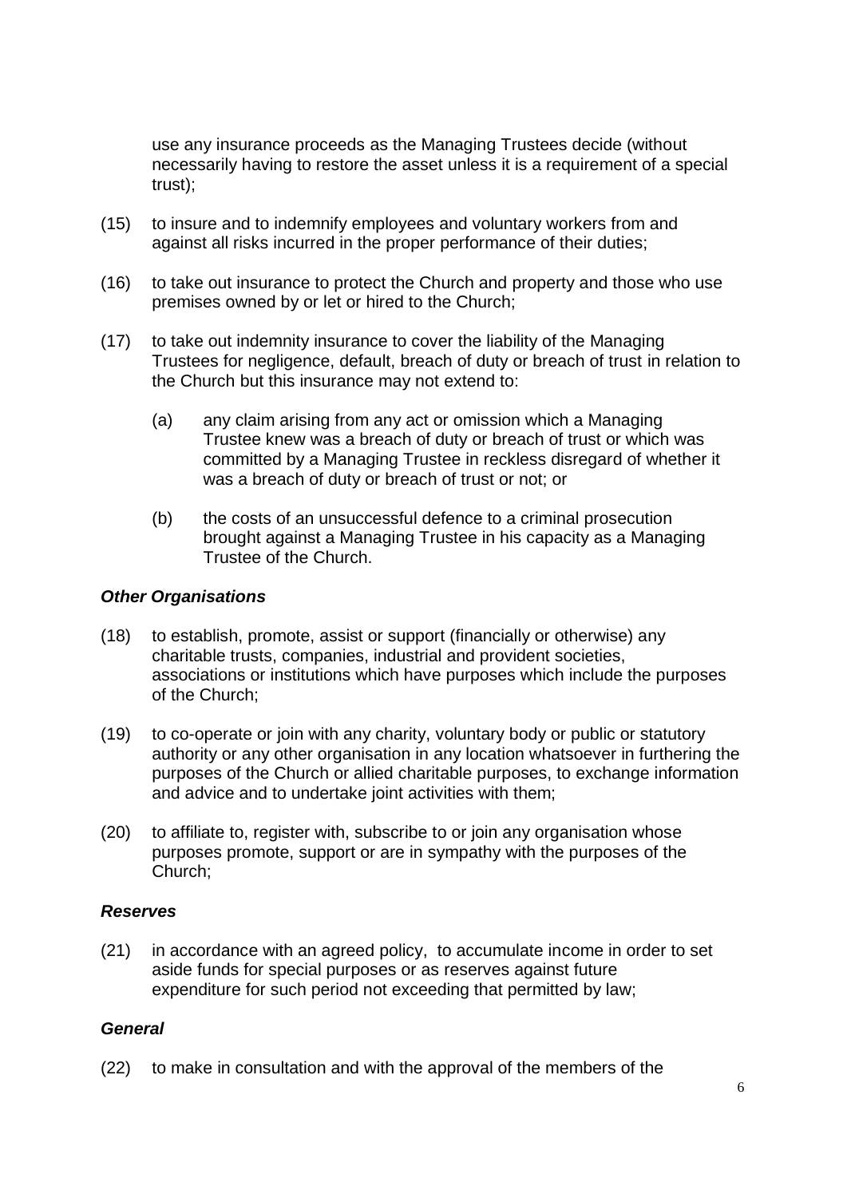use any insurance proceeds as the Managing Trustees decide (without necessarily having to restore the asset unless it is a requirement of a special trust);

(15) to insure and to indemnify employees and voluntary workers from and against all risks incurred in the proper performance of their duties;

(16) to take out insurance to protect the Church and property and those who use premises owned by or let or hired to the Church;

(17) to take out indemnity insurance to cover the liability of the Managing Trustees for negligence, default, breach of duty or breach of trust in relation to the Church but this insurance may not extend to:

   (a) any claim arising from any act or omission which a Managing Trustee knew was a breach of duty or breach of trust or which was committed by a Managing Trustee in reckless disregard of whether it was a breach of duty or breach of trust or not; or

   (b) the costs of an unsuccessful defence to a criminal prosecution brought against a Managing Trustee in his capacity as a Managing Trustee of the Church.

***Other Organisations***

(18) to establish, promote, assist or support (financially or otherwise) any charitable trusts, companies, industrial and provident societies, associations or institutions which have purposes which include the purposes of the Church;

(19) to co-operate or join with any charity, voluntary body or public or statutory authority or any other organisation in any location whatsoever in furthering the purposes of the Church or allied charitable purposes, to exchange information and advice and to undertake joint activities with them;

(20) to affiliate to, register with, subscribe to or join any organisation whose purposes promote, support or are in sympathy with the purposes of the Church;

***Reserves***

(21) in accordance with an agreed policy, to accumulate income in order to set aside funds for special purposes or as reserves against future expenditure for such period not exceeding that permitted by law;

***General***

(22) to make in consultation and with the approval of the members of the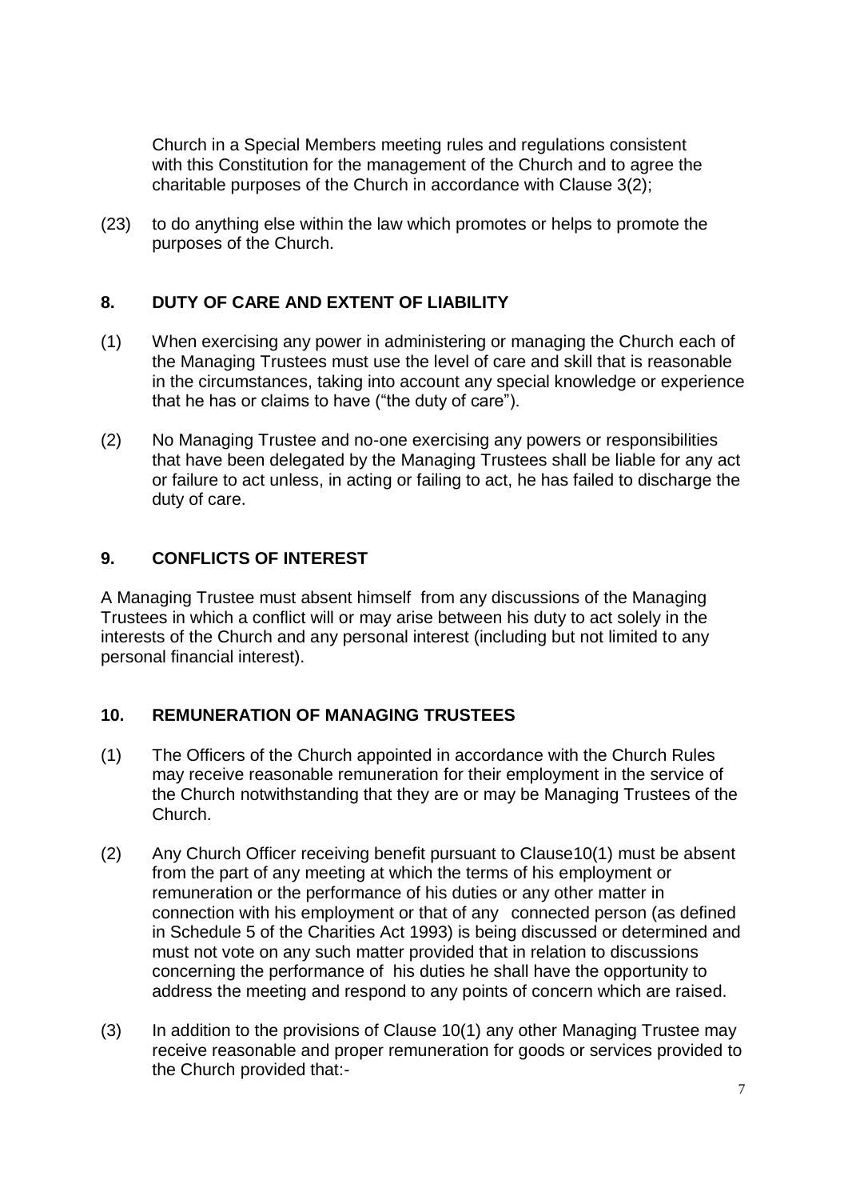Church in a Special Members meeting rules and regulations consistent with this Constitution for the management of the Church and to agree the charitable purposes of the Church in accordance with Clause 3(2);

(23) to do anything else within the law which promotes or helps to promote the purposes of the Church.

## 8. DUTY OF CARE AND EXTENT OF LIABILITY

(1) When exercising any power in administering or managing the Church each of the Managing Trustees must use the level of care and skill that is reasonable in the circumstances, taking into account any special knowledge or experience that he has or claims to have ("the duty of care").

(2) No Managing Trustee and no-one exercising any powers or responsibilities that have been delegated by the Managing Trustees shall be liable for any act or failure to act unless, in acting or failing to act, he has failed to discharge the duty of care.

## 9. CONFLICTS OF INTEREST

A Managing Trustee must absent himself from any discussions of the Managing Trustees in which a conflict will or may arise between his duty to act solely in the interests of the Church and any personal interest (including but not limited to any personal financial interest).

## 10. REMUNERATION OF MANAGING TRUSTEES

(1) The Officers of the Church appointed in accordance with the Church Rules may receive reasonable remuneration for their employment in the service of the Church notwithstanding that they are or may be Managing Trustees of the Church.

(2) Any Church Officer receiving benefit pursuant to Clause10(1) must be absent from the part of any meeting at which the terms of his employment or remuneration or the performance of his duties or any other matter in connection with his employment or that of any connected person (as defined in Schedule 5 of the Charities Act 1993) is being discussed or determined and must not vote on any such matter provided that in relation to discussions concerning the performance of his duties he shall have the opportunity to address the meeting and respond to any points of concern which are raised.

(3) In addition to the provisions of Clause 10(1) any other Managing Trustee may receive reasonable and proper remuneration for goods or services provided to the Church provided that:-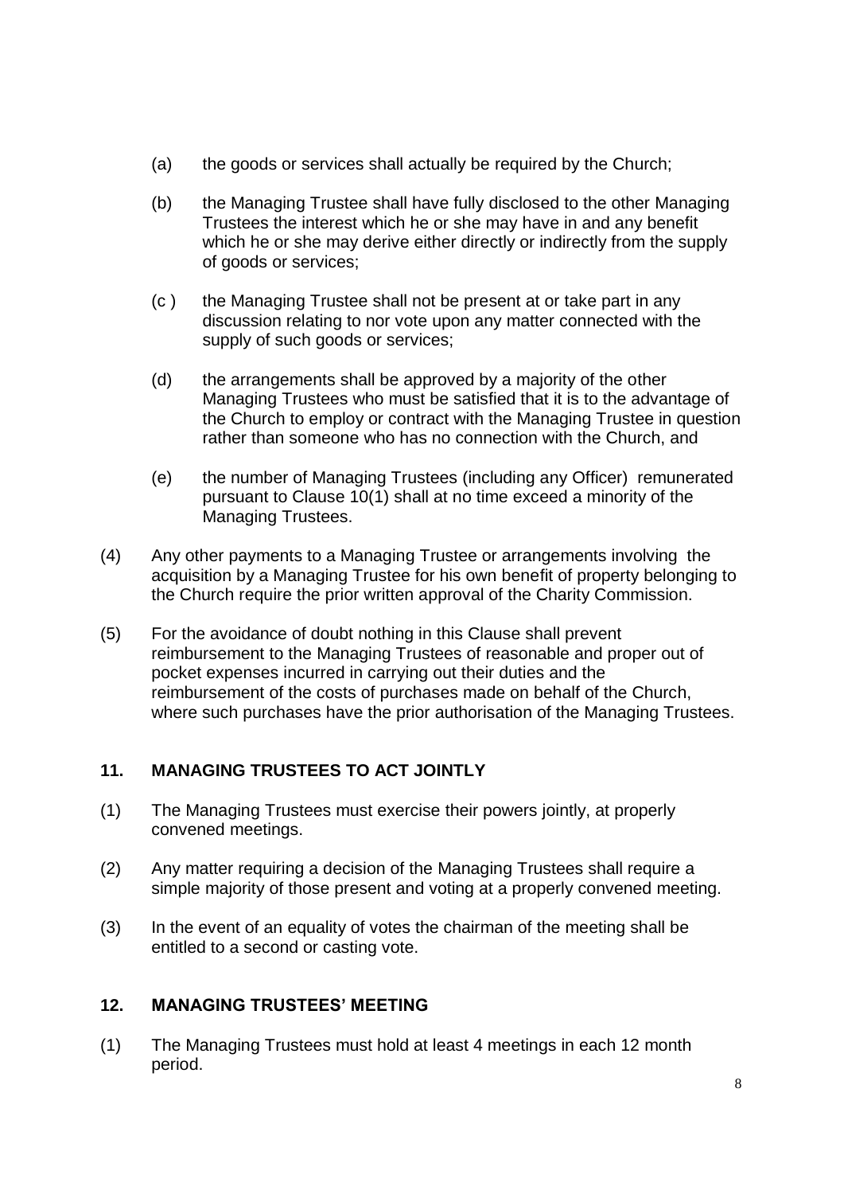(a) the goods or services shall actually be required by the Church;

(b) the Managing Trustee shall have fully disclosed to the other Managing Trustees the interest which he or she may have in and any benefit which he or she may derive either directly or indirectly from the supply of goods or services;

(c ) the Managing Trustee shall not be present at or take part in any discussion relating to nor vote upon any matter connected with the supply of such goods or services;

(d) the arrangements shall be approved by a majority of the other Managing Trustees who must be satisfied that it is to the advantage of the Church to employ or contract with the Managing Trustee in question rather than someone who has no connection with the Church, and

(e) the number of Managing Trustees (including any Officer) remunerated pursuant to Clause 10(1) shall at no time exceed a minority of the Managing Trustees.

(4) Any other payments to a Managing Trustee or arrangements involving the acquisition by a Managing Trustee for his own benefit of property belonging to the Church require the prior written approval of the Charity Commission.

(5) For the avoidance of doubt nothing in this Clause shall prevent reimbursement to the Managing Trustees of reasonable and proper out of pocket expenses incurred in carrying out their duties and the reimbursement of the costs of purchases made on behalf of the Church, where such purchases have the prior authorisation of the Managing Trustees.

## 11. MANAGING TRUSTEES TO ACT JOINTLY

(1) The Managing Trustees must exercise their powers jointly, at properly convened meetings.

(2) Any matter requiring a decision of the Managing Trustees shall require a simple majority of those present and voting at a properly convened meeting.

(3) In the event of an equality of votes the chairman of the meeting shall be entitled to a second or casting vote.

## 12. MANAGING TRUSTEES' MEETING

(1) The Managing Trustees must hold at least 4 meetings in each 12 month period.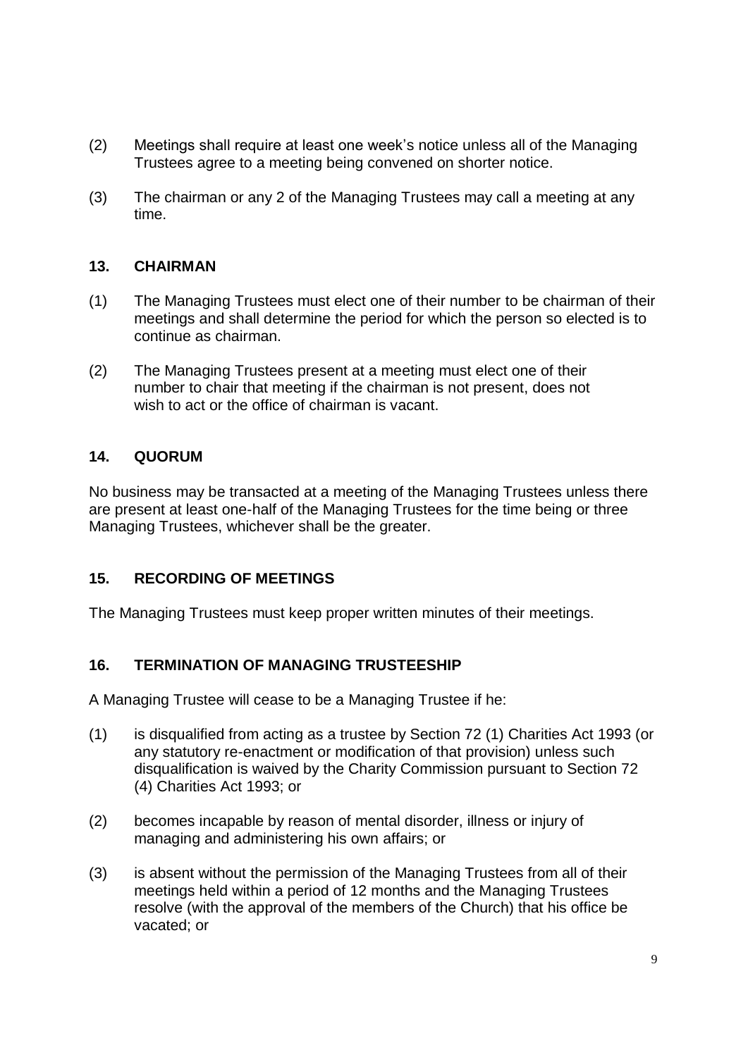(2) Meetings shall require at least one week's notice unless all of the Managing Trustees agree to a meeting being convened on shorter notice.

(3) The chairman or any 2 of the Managing Trustees may call a meeting at any time.

## 13. CHAIRMAN

(1) The Managing Trustees must elect one of their number to be chairman of their meetings and shall determine the period for which the person so elected is to continue as chairman.

(2) The Managing Trustees present at a meeting must elect one of their number to chair that meeting if the chairman is not present, does not wish to act or the office of chairman is vacant.

## 14. QUORUM

No business may be transacted at a meeting of the Managing Trustees unless there are present at least one-half of the Managing Trustees for the time being or three Managing Trustees, whichever shall be the greater.

## 15. RECORDING OF MEETINGS

The Managing Trustees must keep proper written minutes of their meetings.

## 16. TERMINATION OF MANAGING TRUSTEESHIP

A Managing Trustee will cease to be a Managing Trustee if he:

(1) is disqualified from acting as a trustee by Section 72 (1) Charities Act 1993 (or any statutory re-enactment or modification of that provision) unless such disqualification is waived by the Charity Commission pursuant to Section 72 (4) Charities Act 1993; or

(2) becomes incapable by reason of mental disorder, illness or injury of managing and administering his own affairs; or

(3) is absent without the permission of the Managing Trustees from all of their meetings held within a period of 12 months and the Managing Trustees resolve (with the approval of the members of the Church) that his office be vacated; or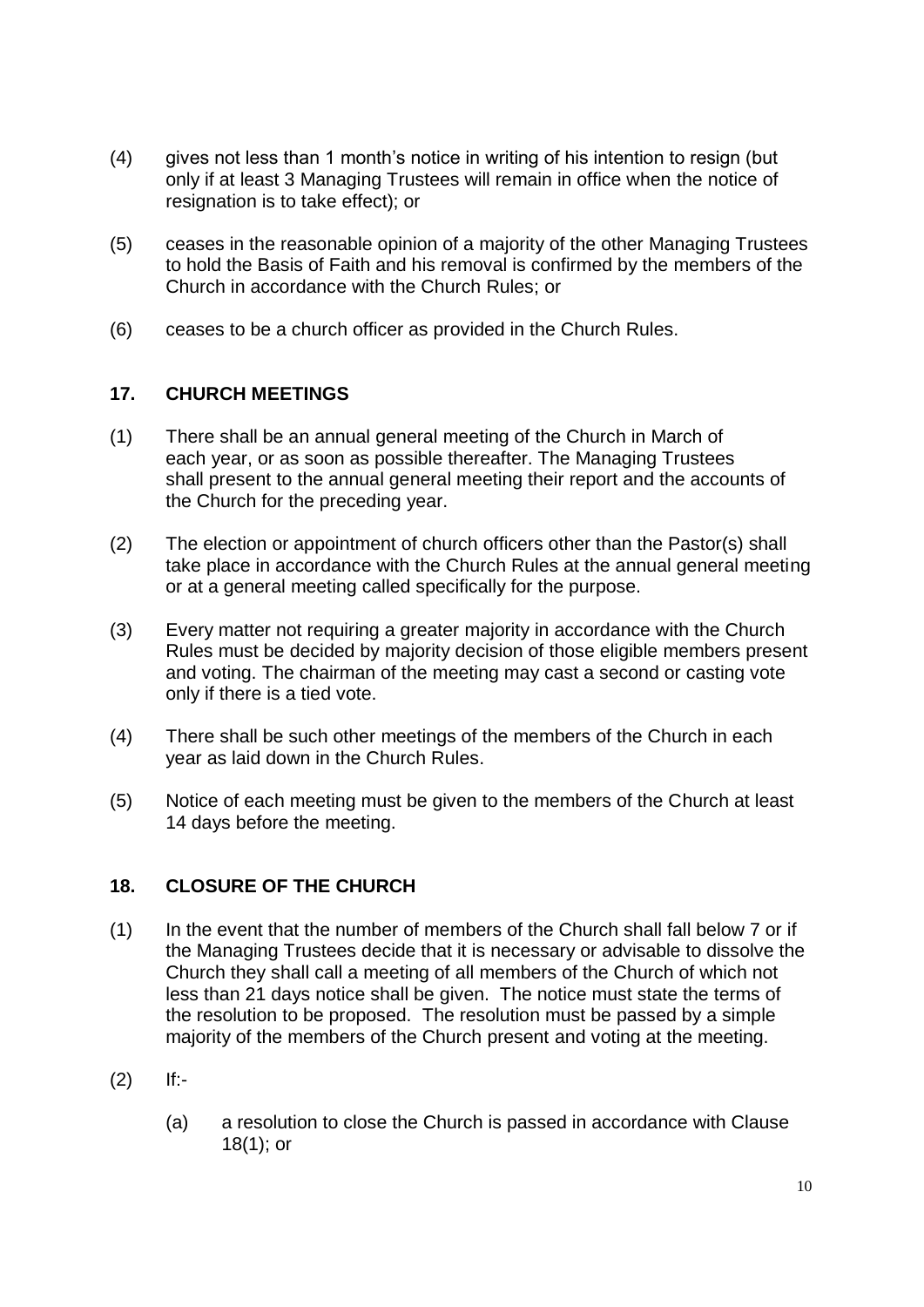(4) gives not less than 1 month's notice in writing of his intention to resign (but only if at least 3 Managing Trustees will remain in office when the notice of resignation is to take effect); or

(5) ceases in the reasonable opinion of a majority of the other Managing Trustees to hold the Basis of Faith and his removal is confirmed by the members of the Church in accordance with the Church Rules; or

(6) ceases to be a church officer as provided in the Church Rules.

## 17. CHURCH MEETINGS

(1) There shall be an annual general meeting of the Church in March of each year, or as soon as possible thereafter. The Managing Trustees shall present to the annual general meeting their report and the accounts of the Church for the preceding year.

(2) The election or appointment of church officers other than the Pastor(s) shall take place in accordance with the Church Rules at the annual general meeting or at a general meeting called specifically for the purpose.

(3) Every matter not requiring a greater majority in accordance with the Church Rules must be decided by majority decision of those eligible members present and voting. The chairman of the meeting may cast a second or casting vote only if there is a tied vote.

(4) There shall be such other meetings of the members of the Church in each year as laid down in the Church Rules.

(5) Notice of each meeting must be given to the members of the Church at least 14 days before the meeting.

## 18. CLOSURE OF THE CHURCH

(1) In the event that the number of members of the Church shall fall below 7 or if the Managing Trustees decide that it is necessary or advisable to dissolve the Church they shall call a meeting of all members of the Church of which not less than 21 days notice shall be given. The notice must state the terms of the resolution to be proposed. The resolution must be passed by a simple majority of the members of the Church present and voting at the meeting.

(2) If:-

   (a) a resolution to close the Church is passed in accordance with Clause 18(1); or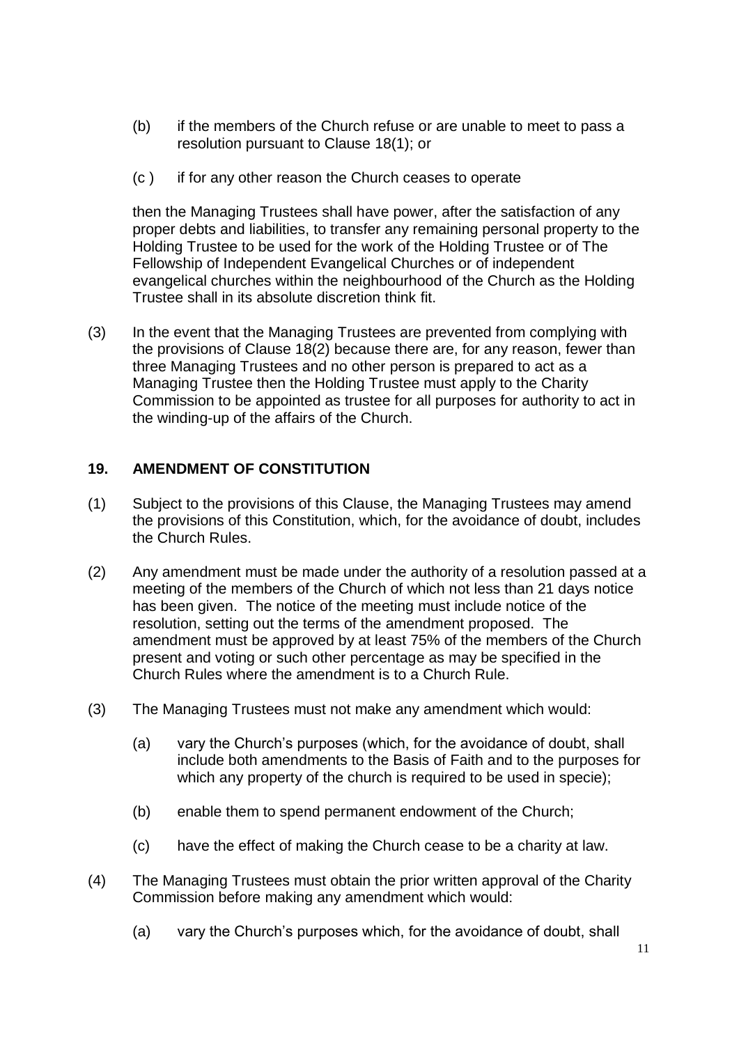(b) if the members of the Church refuse or are unable to meet to pass a resolution pursuant to Clause 18(1); or

(c ) if for any other reason the Church ceases to operate

then the Managing Trustees shall have power, after the satisfaction of any proper debts and liabilities, to transfer any remaining personal property to the Holding Trustee to be used for the work of the Holding Trustee or of The Fellowship of Independent Evangelical Churches or of independent evangelical churches within the neighbourhood of the Church as the Holding Trustee shall in its absolute discretion think fit.

(3) In the event that the Managing Trustees are prevented from complying with the provisions of Clause 18(2) because there are, for any reason, fewer than three Managing Trustees and no other person is prepared to act as a Managing Trustee then the Holding Trustee must apply to the Charity Commission to be appointed as trustee for all purposes for authority to act in the winding-up of the affairs of the Church.

## 19. AMENDMENT OF CONSTITUTION

(1) Subject to the provisions of this Clause, the Managing Trustees may amend the provisions of this Constitution, which, for the avoidance of doubt, includes the Church Rules.

(2) Any amendment must be made under the authority of a resolution passed at a meeting of the members of the Church of which not less than 21 days notice has been given. The notice of the meeting must include notice of the resolution, setting out the terms of the amendment proposed. The amendment must be approved by at least 75% of the members of the Church present and voting or such other percentage as may be specified in the Church Rules where the amendment is to a Church Rule.

(3) The Managing Trustees must not make any amendment which would:

(a) vary the Church's purposes (which, for the avoidance of doubt, shall include both amendments to the Basis of Faith and to the purposes for which any property of the church is required to be used in specie);

(b) enable them to spend permanent endowment of the Church;

(c) have the effect of making the Church cease to be a charity at law.

(4) The Managing Trustees must obtain the prior written approval of the Charity Commission before making any amendment which would:

(a) vary the Church's purposes which, for the avoidance of doubt, shall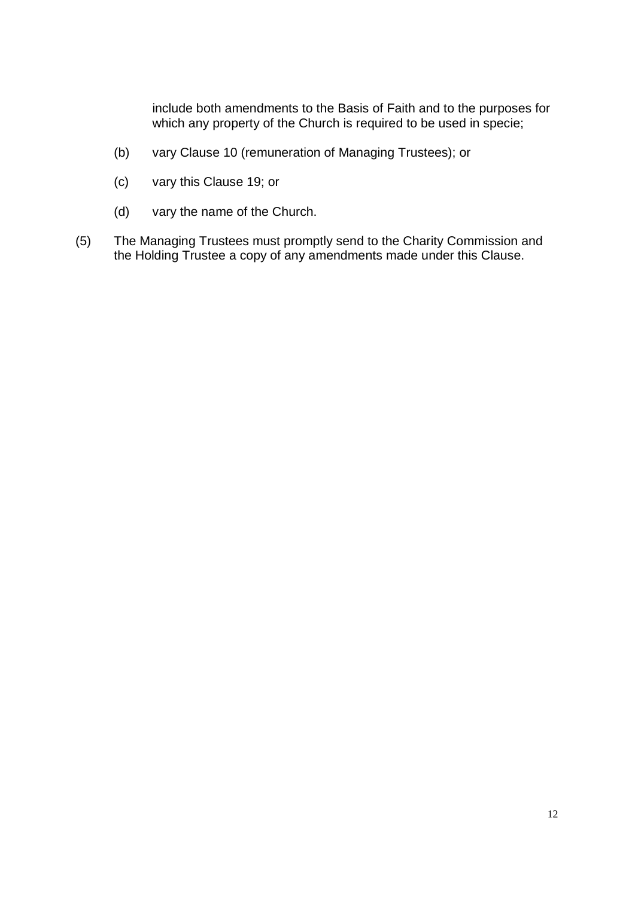include both amendments to the Basis of Faith and to the purposes for which any property of the Church is required to be used in specie;

(b) vary Clause 10 (remuneration of Managing Trustees); or

(c) vary this Clause 19; or

(d) vary the name of the Church.

(5) The Managing Trustees must promptly send to the Charity Commission and the Holding Trustee a copy of any amendments made under this Clause.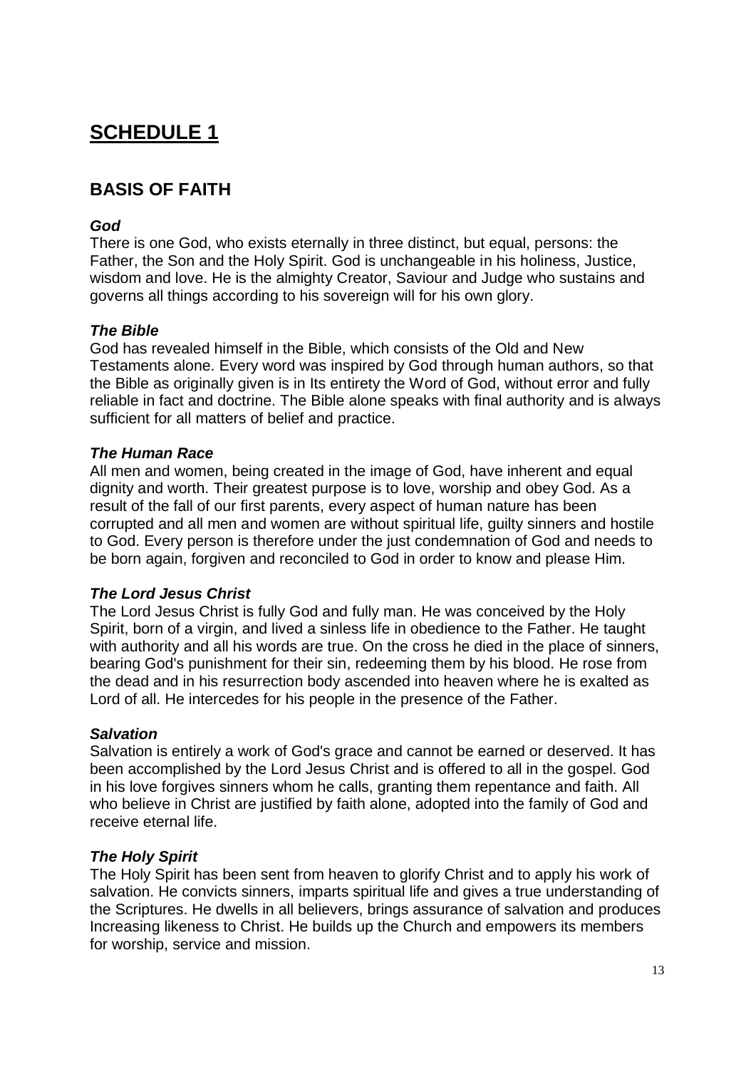# SCHEDULE 1

## BASIS OF FAITH

### *God*

There is one God, who exists eternally in three distinct, but equal, persons: the Father, the Son and the Holy Spirit. God is unchangeable in his holiness, Justice, wisdom and love. He is the almighty Creator, Saviour and Judge who sustains and governs all things according to his sovereign will for his own glory.

### *The Bible*

God has revealed himself in the Bible, which consists of the Old and New Testaments alone. Every word was inspired by God through human authors, so that the Bible as originally given is in Its entirety the Word of God, without error and fully reliable in fact and doctrine. The Bible alone speaks with final authority and is always sufficient for all matters of belief and practice.

### *The Human Race*

All men and women, being created in the image of God, have inherent and equal dignity and worth. Their greatest purpose is to love, worship and obey God. As a result of the fall of our first parents, every aspect of human nature has been corrupted and all men and women are without spiritual life, guilty sinners and hostile to God. Every person is therefore under the just condemnation of God and needs to be born again, forgiven and reconciled to God in order to know and please Him.

### *The Lord Jesus Christ*

The Lord Jesus Christ is fully God and fully man. He was conceived by the Holy Spirit, born of a virgin, and lived a sinless life in obedience to the Father. He taught with authority and all his words are true. On the cross he died in the place of sinners, bearing God's punishment for their sin, redeeming them by his blood. He rose from the dead and in his resurrection body ascended into heaven where he is exalted as Lord of all. He intercedes for his people in the presence of the Father.

### *Salvation*

Salvation is entirely a work of God's grace and cannot be earned or deserved. It has been accomplished by the Lord Jesus Christ and is offered to all in the gospel. God in his love forgives sinners whom he calls, granting them repentance and faith. All who believe in Christ are justified by faith alone, adopted into the family of God and receive eternal life.

### *The Holy Spirit*

The Holy Spirit has been sent from heaven to glorify Christ and to apply his work of salvation. He convicts sinners, imparts spiritual life and gives a true understanding of the Scriptures. He dwells in all believers, brings assurance of salvation and produces Increasing likeness to Christ. He builds up the Church and empowers its members for worship, service and mission.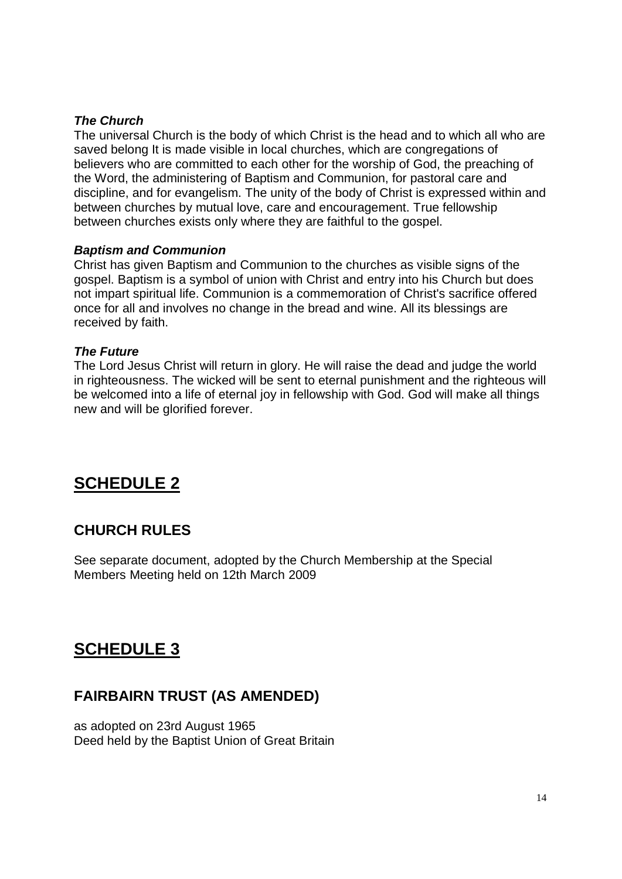### *The Church*

The universal Church is the body of which Christ is the head and to which all who are saved belong It is made visible in local churches, which are congregations of believers who are committed to each other for the worship of God, the preaching of the Word, the administering of Baptism and Communion, for pastoral care and discipline, and for evangelism. The unity of the body of Christ is expressed within and between churches by mutual love, care and encouragement. True fellowship between churches exists only where they are faithful to the gospel.

### *Baptism and Communion*

Christ has given Baptism and Communion to the churches as visible signs of the gospel. Baptism is a symbol of union with Christ and entry into his Church but does not impart spiritual life. Communion is a commemoration of Christ's sacrifice offered once for all and involves no change in the bread and wine. All its blessings are received by faith.

### *The Future*

The Lord Jesus Christ will return in glory. He will raise the dead and judge the world in righteousness. The wicked will be sent to eternal punishment and the righteous will be welcomed into a life of eternal joy in fellowship with God. God will make all things new and will be glorified forever.

# SCHEDULE 2

## CHURCH RULES

See separate document, adopted by the Church Membership at the Special Members Meeting held on 12th March 2009

# SCHEDULE 3

## FAIRBAIRN TRUST (AS AMENDED)

as adopted on 23rd August 1965
Deed held by the Baptist Union of Great Britain